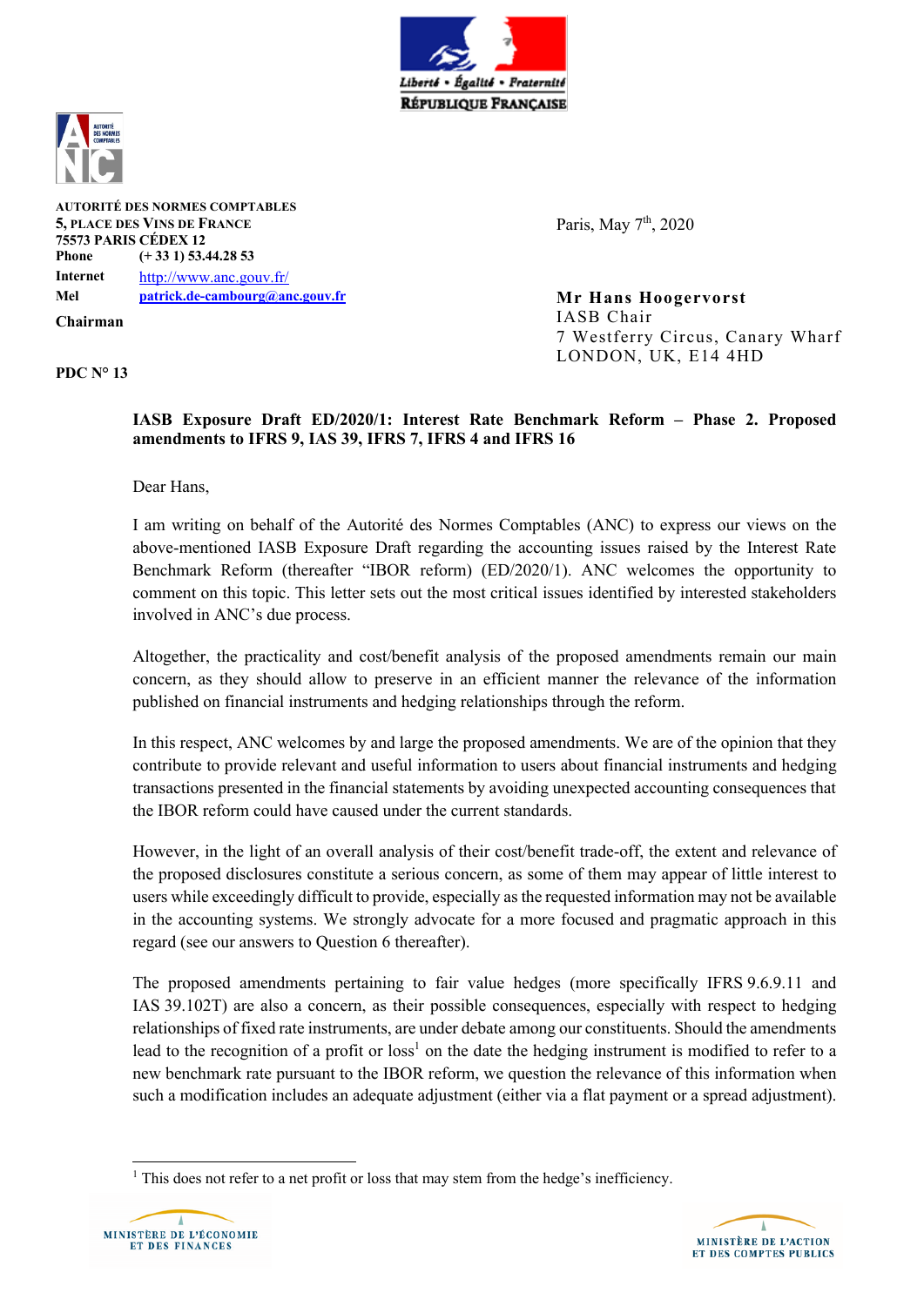**AUTORITÉ DES NORMES COMPTABLES**
**5, PLACE DES VINS DE FRANCE**
**75573 PARIS CÉDEX 12**

| | |
|---|---|
| **Phone** | **(+ 33 1) 53.44.28 53** |
| **Internet** | http://www.anc.gouv.fr/ |
| **Mel** | **patrick.de-cambourg@anc.gouv.fr** |

**Chairman**

**PDC N° 13**

Paris, May 7th, 2020

**Mr Hans Hoogervorst**
IASB Chair
7 Westferry Circus, Canary Wharf
LONDON, UK, E14 4HD

**IASB Exposure Draft ED/2020/1: Interest Rate Benchmark Reform – Phase 2. Proposed amendments to IFRS 9, IAS 39, IFRS 7, IFRS 4 and IFRS 16**

Dear Hans,

I am writing on behalf of the Autorité des Normes Comptables (ANC) to express our views on the above-mentioned IASB Exposure Draft regarding the accounting issues raised by the Interest Rate Benchmark Reform (thereafter "IBOR reform) (ED/2020/1). ANC welcomes the opportunity to comment on this topic. This letter sets out the most critical issues identified by interested stakeholders involved in ANC's due process.

Altogether, the practicality and cost/benefit analysis of the proposed amendments remain our main concern, as they should allow to preserve in an efficient manner the relevance of the information published on financial instruments and hedging relationships through the reform.

In this respect, ANC welcomes by and large the proposed amendments. We are of the opinion that they contribute to provide relevant and useful information to users about financial instruments and hedging transactions presented in the financial statements by avoiding unexpected accounting consequences that the IBOR reform could have caused under the current standards.

However, in the light of an overall analysis of their cost/benefit trade-off, the extent and relevance of the proposed disclosures constitute a serious concern, as some of them may appear of little interest to users while exceedingly difficult to provide, especially as the requested information may not be available in the accounting systems. We strongly advocate for a more focused and pragmatic approach in this regard (see our answers to Question 6 thereafter).

The proposed amendments pertaining to fair value hedges (more specifically IFRS 9.6.9.11 and IAS 39.102T) are also a concern, as their possible consequences, especially with respect to hedging relationships of fixed rate instruments, are under debate among our constituents. Should the amendments lead to the recognition of a profit or loss[1] on the date the hedging instrument is modified to refer to a new benchmark rate pursuant to the IBOR reform, we question the relevance of this information when such a modification includes an adequate adjustment (either via a flat payment or a spread adjustment).

[1] This does not refer to a net profit or loss that may stem from the hedge's inefficiency.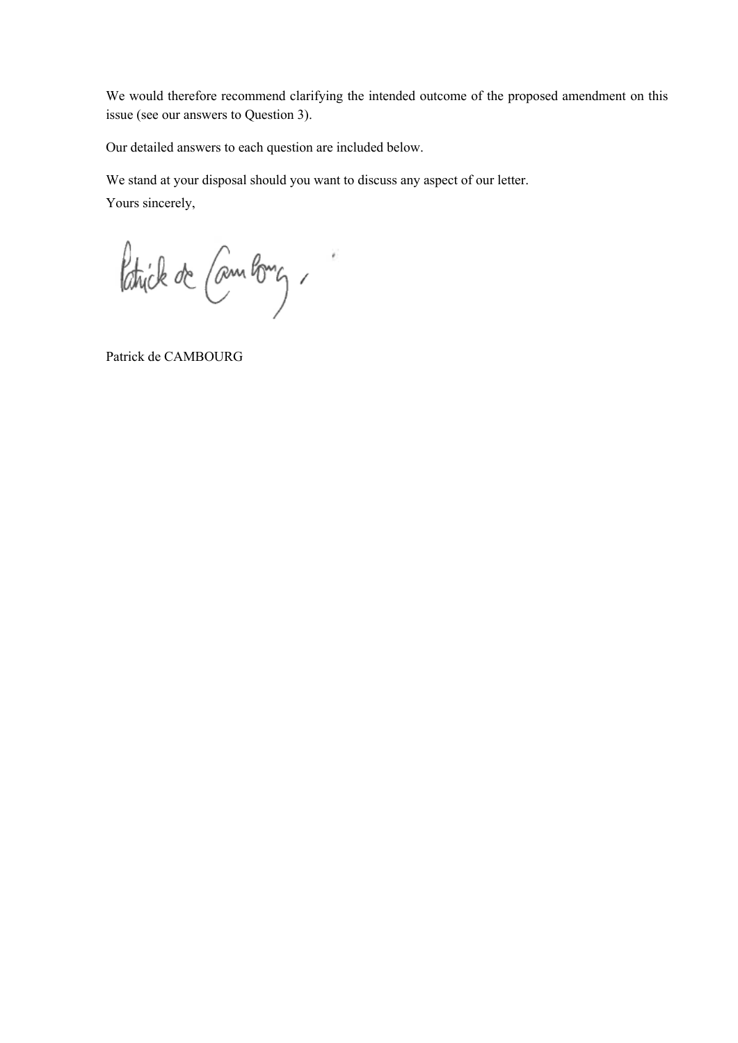We would therefore recommend clarifying the intended outcome of the proposed amendment on this issue (see our answers to Question 3).

Our detailed answers to each question are included below.

We stand at your disposal should you want to discuss any aspect of our letter.

Yours sincerely,

Patrick de CAMBOURG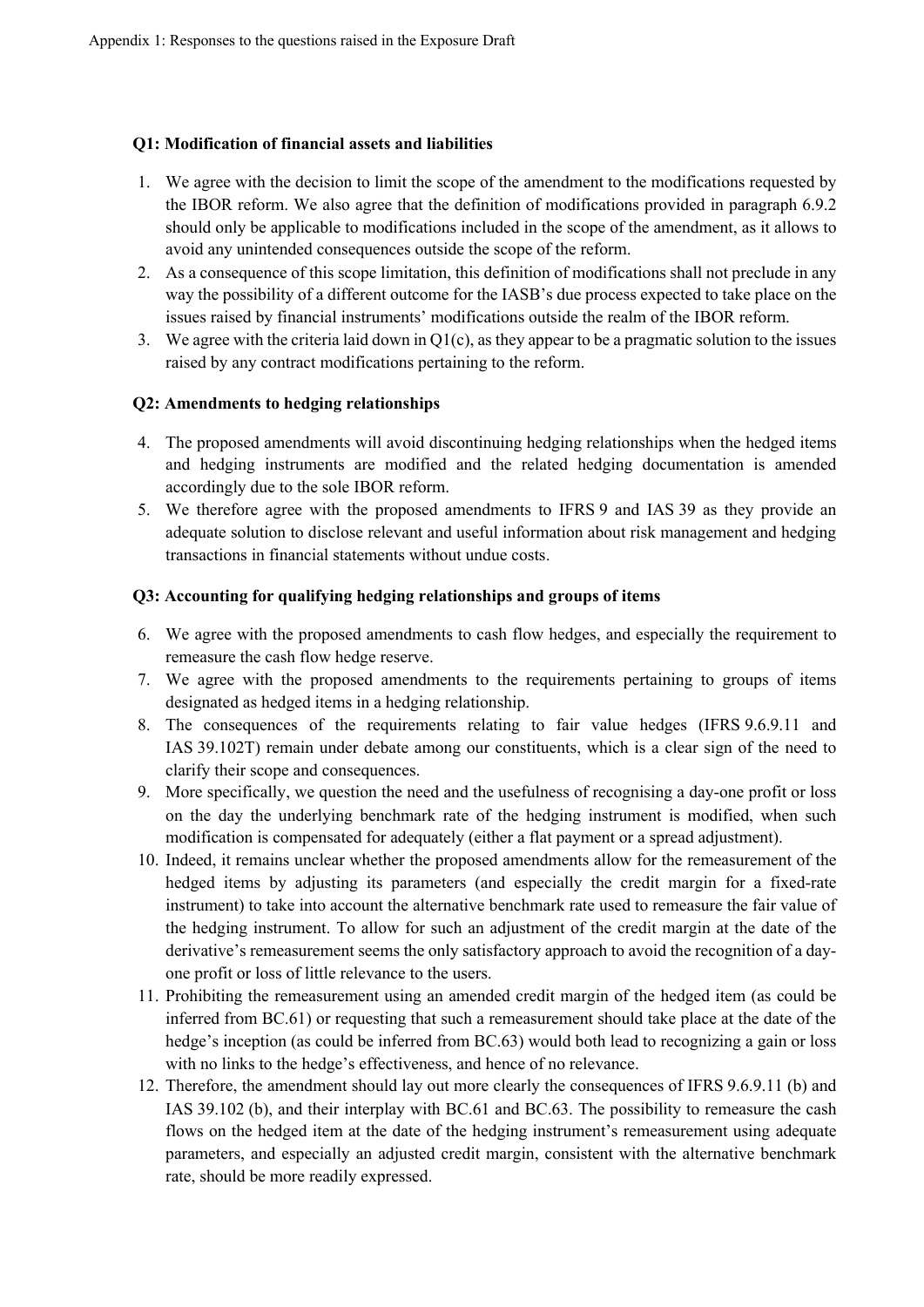### Q1: Modification of financial assets and liabilities

1. We agree with the decision to limit the scope of the amendment to the modifications requested by the IBOR reform. We also agree that the definition of modifications provided in paragraph 6.9.2 should only be applicable to modifications included in the scope of the amendment, as it allows to avoid any unintended consequences outside the scope of the reform.
2. As a consequence of this scope limitation, this definition of modifications shall not preclude in any way the possibility of a different outcome for the IASB's due process expected to take place on the issues raised by financial instruments' modifications outside the realm of the IBOR reform.
3. We agree with the criteria laid down in Q1(c), as they appear to be a pragmatic solution to the issues raised by any contract modifications pertaining to the reform.

### Q2: Amendments to hedging relationships

4. The proposed amendments will avoid discontinuing hedging relationships when the hedged items and hedging instruments are modified and the related hedging documentation is amended accordingly due to the sole IBOR reform.
5. We therefore agree with the proposed amendments to IFRS 9 and IAS 39 as they provide an adequate solution to disclose relevant and useful information about risk management and hedging transactions in financial statements without undue costs.

### Q3: Accounting for qualifying hedging relationships and groups of items

6. We agree with the proposed amendments to cash flow hedges, and especially the requirement to remeasure the cash flow hedge reserve.
7. We agree with the proposed amendments to the requirements pertaining to groups of items designated as hedged items in a hedging relationship.
8. The consequences of the requirements relating to fair value hedges (IFRS 9.6.9.11 and IAS 39.102T) remain under debate among our constituents, which is a clear sign of the need to clarify their scope and consequences.
9. More specifically, we question the need and the usefulness of recognising a day-one profit or loss on the day the underlying benchmark rate of the hedging instrument is modified, when such modification is compensated for adequately (either a flat payment or a spread adjustment).
10. Indeed, it remains unclear whether the proposed amendments allow for the remeasurement of the hedged items by adjusting its parameters (and especially the credit margin for a fixed-rate instrument) to take into account the alternative benchmark rate used to remeasure the fair value of the hedging instrument. To allow for such an adjustment of the credit margin at the date of the derivative's remeasurement seems the only satisfactory approach to avoid the recognition of a day-one profit or loss of little relevance to the users.
11. Prohibiting the remeasurement using an amended credit margin of the hedged item (as could be inferred from BC.61) or requesting that such a remeasurement should take place at the date of the hedge's inception (as could be inferred from BC.63) would both lead to recognizing a gain or loss with no links to the hedge's effectiveness, and hence of no relevance.
12. Therefore, the amendment should lay out more clearly the consequences of IFRS 9.6.9.11 (b) and IAS 39.102 (b), and their interplay with BC.61 and BC.63. The possibility to remeasure the cash flows on the hedged item at the date of the hedging instrument's remeasurement using adequate parameters, and especially an adjusted credit margin, consistent with the alternative benchmark rate, should be more readily expressed.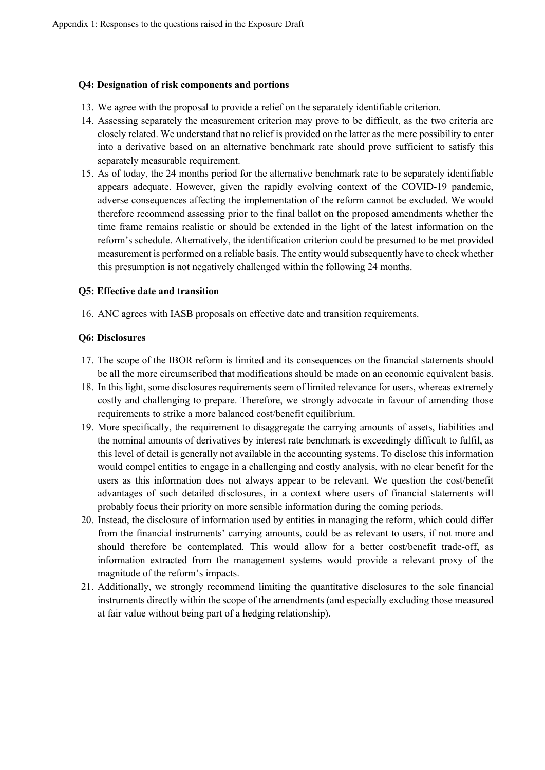**Q4: Designation of risk components and portions**

13. We agree with the proposal to provide a relief on the separately identifiable criterion.
14. Assessing separately the measurement criterion may prove to be difficult, as the two criteria are closely related. We understand that no relief is provided on the latter as the mere possibility to enter into a derivative based on an alternative benchmark rate should prove sufficient to satisfy this separately measurable requirement.
15. As of today, the 24 months period for the alternative benchmark rate to be separately identifiable appears adequate. However, given the rapidly evolving context of the COVID-19 pandemic, adverse consequences affecting the implementation of the reform cannot be excluded. We would therefore recommend assessing prior to the final ballot on the proposed amendments whether the time frame remains realistic or should be extended in the light of the latest information on the reform's schedule. Alternatively, the identification criterion could be presumed to be met provided measurement is performed on a reliable basis. The entity would subsequently have to check whether this presumption is not negatively challenged within the following 24 months.

**Q5: Effective date and transition**

16. ANC agrees with IASB proposals on effective date and transition requirements.

**Q6: Disclosures**

17. The scope of the IBOR reform is limited and its consequences on the financial statements should be all the more circumscribed that modifications should be made on an economic equivalent basis.
18. In this light, some disclosures requirements seem of limited relevance for users, whereas extremely costly and challenging to prepare. Therefore, we strongly advocate in favour of amending those requirements to strike a more balanced cost/benefit equilibrium.
19. More specifically, the requirement to disaggregate the carrying amounts of assets, liabilities and the nominal amounts of derivatives by interest rate benchmark is exceedingly difficult to fulfil, as this level of detail is generally not available in the accounting systems. To disclose this information would compel entities to engage in a challenging and costly analysis, with no clear benefit for the users as this information does not always appear to be relevant. We question the cost/benefit advantages of such detailed disclosures, in a context where users of financial statements will probably focus their priority on more sensible information during the coming periods.
20. Instead, the disclosure of information used by entities in managing the reform, which could differ from the financial instruments' carrying amounts, could be as relevant to users, if not more and should therefore be contemplated. This would allow for a better cost/benefit trade-off, as information extracted from the management systems would provide a relevant proxy of the magnitude of the reform's impacts.
21. Additionally, we strongly recommend limiting the quantitative disclosures to the sole financial instruments directly within the scope of the amendments (and especially excluding those measured at fair value without being part of a hedging relationship).